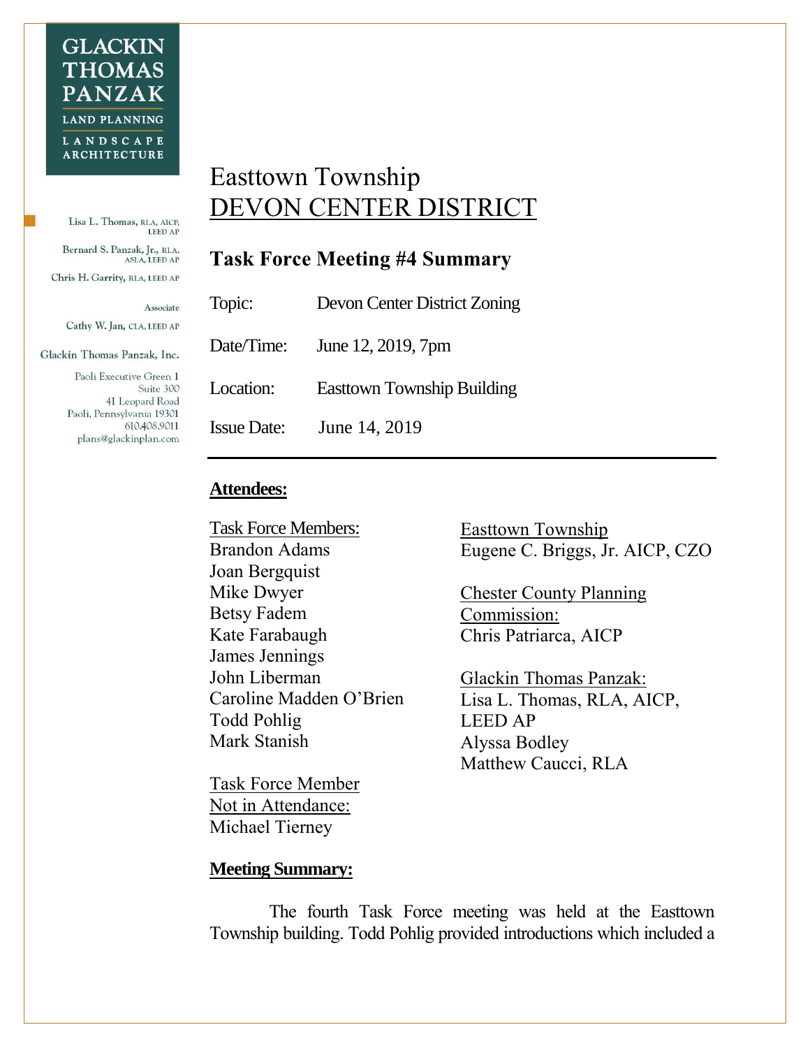GLACKIN THOMAS PANZAK
LAND PLANNING
LANDSCAPE ARCHITECTURE

Lisa L. Thomas, RLA, AICP, LEED AP
Bernard S. Panzak, Jr., RLA, ASLA, LEED AP
Chris H. Garrity, RLA, LEED AP

Associate
Cathy W. Jan, CLA, LEED AP

Glackin Thomas Panzak, Inc.
Paoli Executive Green 1
Suite 300
41 Leopard Road
Paoli, Pennsylvania 19301
610.408.9011
plans@glackinplan.com

# Easttown Township
# DEVON CENTER DISTRICT

## Task Force Meeting #4 Summary

Topic: Devon Center District Zoning

Date/Time: June 12, 2019, 7pm

Location: Easttown Township Building

Issue Date: June 14, 2019

---

**Attendees:**

Task Force Members:
Brandon Adams
Joan Bergquist
Mike Dwyer
Betsy Fadem
Kate Farabaugh
James Jennings
John Liberman
Caroline Madden O'Brien
Todd Pohlig
Mark Stanish

Task Force Member Not in Attendance:
Michael Tierney

Easttown Township
Eugene C. Briggs, Jr. AICP, CZO

Chester County Planning Commission:
Chris Patriarca, AICP

Glackin Thomas Panzak:
Lisa L. Thomas, RLA, AICP, LEED AP
Alyssa Bodley
Matthew Caucci, RLA

**Meeting Summary:**

The fourth Task Force meeting was held at the Easttown Township building. Todd Pohlig provided introductions which included a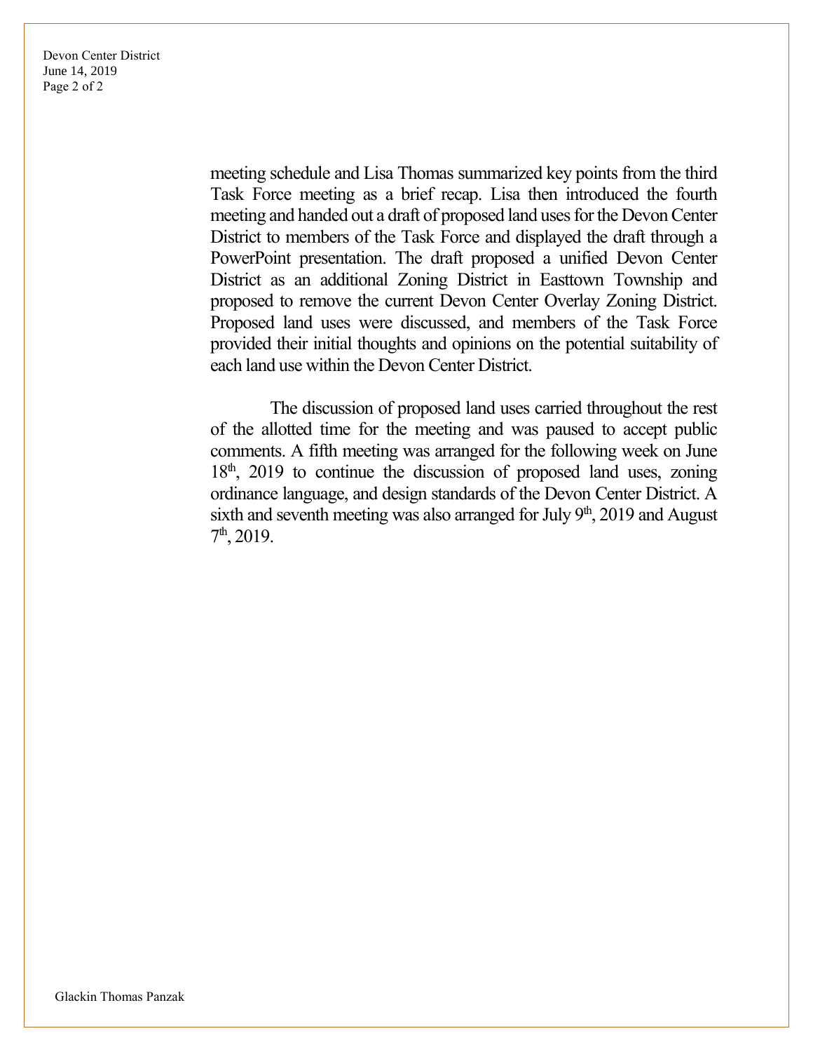meeting schedule and Lisa Thomas summarized key points from the third Task Force meeting as a brief recap. Lisa then introduced the fourth meeting and handed out a draft of proposed land uses for the Devon Center District to members of the Task Force and displayed the draft through a PowerPoint presentation. The draft proposed a unified Devon Center District as an additional Zoning District in Easttown Township and proposed to remove the current Devon Center Overlay Zoning District. Proposed land uses were discussed, and members of the Task Force provided their initial thoughts and opinions on the potential suitability of each land use within the Devon Center District.

The discussion of proposed land uses carried throughout the rest of the allotted time for the meeting and was paused to accept public comments. A fifth meeting was arranged for the following week on June 18th, 2019 to continue the discussion of proposed land uses, zoning ordinance language, and design standards of the Devon Center District. A sixth and seventh meeting was also arranged for July 9th, 2019 and August 7th, 2019.